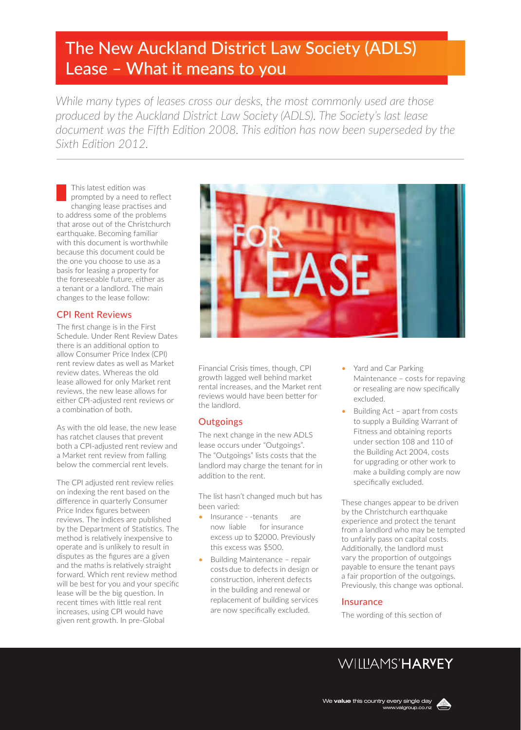# The New Auckland District Law Society (ADLS) Lease – What it means to you

*While many types of leases cross our desks, the most commonly used are those produced by the Auckland District Law Society (ADLS). The Society's last lease document was the Fifth Edition 2008. This edition has now been superseded by the Sixth Edition 2012.*

This latest edition was prompted by a need to reflect changing lease practises and to address some of the problems that arose out of the Christchurch earthquake. Becoming familiar with this document is worthwhile because this document could be the one you choose to use as a basis for leasing a property for the foreseeable future, either as a tenant or a landlord. The main changes to the lease follow:

## CPI Rent Reviews

The first change is in the First Schedule. Under Rent Review Dates there is an additional option to allow Consumer Price Index (CPI) rent review dates as well as Market review dates. Whereas the old lease allowed for only Market rent reviews, the new lease allows for either CPI-adjusted rent reviews or a combination of both.

As with the old lease, the new lease has ratchet clauses that prevent both a CPI-adjusted rent review and a Market rent review from falling below the commercial rent levels.

The CPI adjusted rent review relies on indexing the rent based on the difference in quarterly Consumer Price Index figures between reviews. The indices are published by the Department of Statistics. The method is relatively inexpensive to operate and is unlikely to result in disputes as the figures are a given and the maths is relatively straight forward. Which rent review method will be best for you and your specific lease will be the big question. In recent times with little real rent increases, using CPI would have given rent growth. In pre-Global Financial Crisis times, though, CPI growth lagged well behind market rental increases, and the Market rent reviews would have been better for the landlord.

## Outgoings

The next change in the new ADLS lease occurs under "Outgoings". The "Outgoings" lists costs that the landlord may charge the tenant for in addition to the rent.

The list hasn't changed much but has been varied:

- Insurance - -tenants are now liable for insurance excess up to $2000. Previously this excess was $500.
- Building Maintenance – repair costs due to defects in design or construction, inherent defects in the building and renewal or replacement of building services are now specifically excluded.
- Yard and Car Parking Maintenance – costs for repaving or resealing are now specifically excluded.
- Building Act – apart from costs to supply a Building Warrant of Fitness and obtaining reports under section 108 and 110 of the Building Act 2004, costs for upgrading or other work to make a building comply are now specifically excluded.

These changes appear to be driven by the Christchurch earthquake experience and protect the tenant from a landlord who may be tempted to unfairly pass on capital costs. Additionally, the landlord must vary the proportion of outgoings payable to ensure the tenant pays a fair proportion of the outgoings. Previously, this change was optional.

## Insurance

The wording of this section of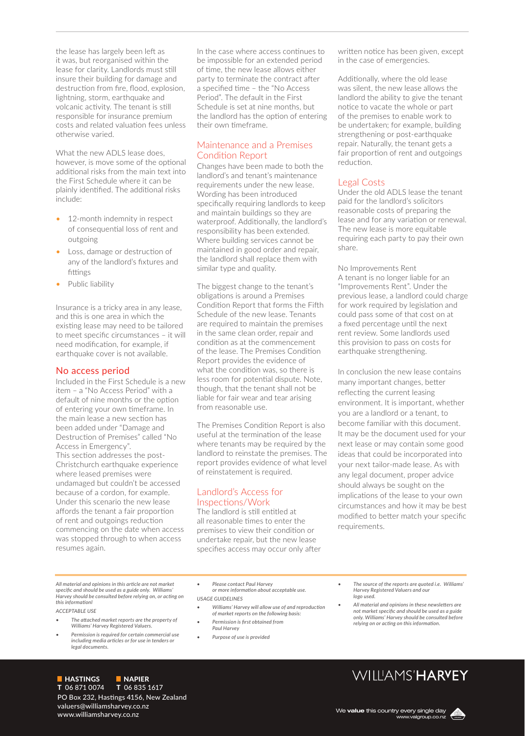the lease has largely been left as it was, but reorganised within the lease for clarity. Landlords must still insure their building for damage and destruction from fire, flood, explosion, lightning, storm, earthquake and volcanic activity. The tenant is still responsible for insurance premium costs and related valuation fees unless otherwise varied.

What the new ADLS lease does, however, is move some of the optional additional risks from the main text into the First Schedule where it can be plainly identified. The additional risks include:

- 12-month indemnity in respect of consequential loss of rent and outgoing
- Loss, damage or destruction of any of the landlord's fixtures and fittings
- Public liability

Insurance is a tricky area in any lease, and this is one area in which the existing lease may need to be tailored to meet specific circumstances – it will need modification, for example, if earthquake cover is not available.

## No access period

Included in the First Schedule is a new item – a "No Access Period" with a default of nine months or the option of entering your own timeframe. In the main lease a new section has been added under "Damage and Destruction of Premises" called "No Access in Emergency".
This section addresses the post-Christchurch earthquake experience where leased premises were undamaged but couldn't be accessed because of a cordon, for example. Under this scenario the new lease affords the tenant a fair proportion of rent and outgoings reduction commencing on the date when access was stopped through to when access resumes again.

In the case where access continues to be impossible for an extended period of time, the new lease allows either party to terminate the contract after a specified time – the "No Access Period". The default in the First Schedule is set at nine months, but the landlord has the option of entering their own timeframe.

## Maintenance and a Premises Condition Report

Changes have been made to both the landlord's and tenant's maintenance requirements under the new lease. Wording has been introduced specifically requiring landlords to keep and maintain buildings so they are waterproof. Additionally, the landlord's responsibility has been extended. Where building services cannot be maintained in good order and repair, the landlord shall replace them with similar type and quality.

The biggest change to the tenant's obligations is around a Premises Condition Report that forms the Fifth Schedule of the new lease. Tenants are required to maintain the premises in the same clean order, repair and condition as at the commencement of the lease. The Premises Condition Report provides the evidence of what the condition was, so there is less room for potential dispute. Note, though, that the tenant shall not be liable for fair wear and tear arising from reasonable use.

The Premises Condition Report is also useful at the termination of the lease where tenants may be required by the landlord to reinstate the premises. The report provides evidence of what level of reinstatement is required.

## Landlord's Access for Inspections/Work

The landlord is still entitled at all reasonable times to enter the premises to view their condition or undertake repair, but the new lease specifies access may occur only after written notice has been given, except in the case of emergencies.

Additionally, where the old lease was silent, the new lease allows the landlord the ability to give the tenant notice to vacate the whole or part of the premises to enable work to be undertaken; for example, building strengthening or post-earthquake repair. Naturally, the tenant gets a fair proportion of rent and outgoings reduction.

## Legal Costs

Under the old ADLS lease the tenant paid for the landlord's solicitors reasonable costs of preparing the lease and for any variation or renewal. The new lease is more equitable requiring each party to pay their own share.

No Improvements Rent
A tenant is no longer liable for an "Improvements Rent". Under the previous lease, a landlord could charge for work required by legislation and could pass some of that cost on at a fixed percentage until the next rent review. Some landlords used this provision to pass on costs for earthquake strengthening.

In conclusion the new lease contains many important changes, better reflecting the current leasing environment. It is important, whether you are a landlord or a tenant, to become familiar with this document. It may be the document used for your next lease or may contain some good ideas that could be incorporated into your next tailor-made lease. As with any legal document, proper advice should always be sought on the implications of the lease to your own circumstances and how it may be best modified to better match your specific requirements.

*All material and opinions in this article are not market specific and should be used as a guide only. Williams' Harvey should be consulted before relying on, or acting on this informationl*

*ACCEPTABLE USE*

- *The attached market reports are the property of Williams' Harvey Registered Valuers.*
- *Permission is required for certain commercial use including media articles or for use in tenders or legal documents.*
- *Please contact Paul Harvey or more information about acceptable use.*

*USAGE GUIDELINES*

- *Williams' Harvey will allow use of and reproduction of market reports on the following basis:*
- *Permission is first obtained from Paul Harvey*
- *Purpose of use is provided*
- *The source of the reports are quoted i.e. Williams' Harvey Registered Valuers and our logo used.*
- *All material and opinions in these newsletters are not market specific and should be used as a guide only. Williams' Harvey should be consulted before relying on or acting on this information.*

**HASTINGS** T 06 871 0074
**NAPIER** T 06 835 1617
PO Box 232, Hastings 4156, New Zealand
valuers@williamsharvey.co.nz
www.williamsharvey.co.nz

WILLIAMS'HARVEY

We **value** this country every single day
www.valgroup.co.nz